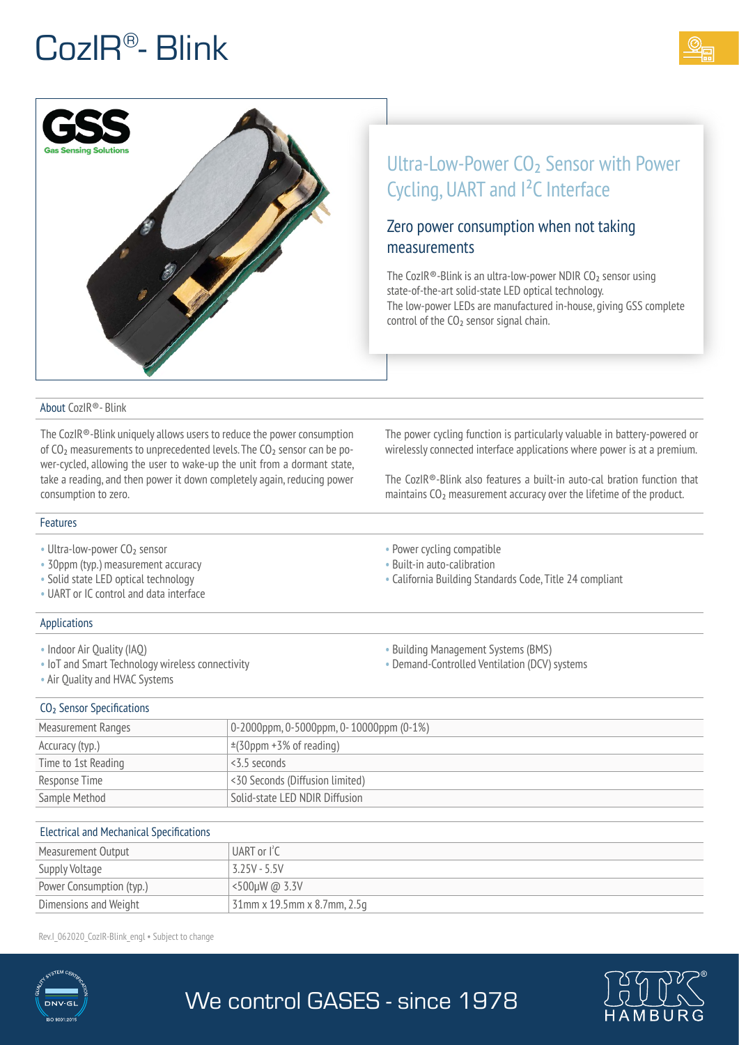# CozIR®- Blink

## Ultra-Low-Power $CO_2$ Sensor with Power Cycling, UART and $I^2C$ Interface

### Zero power consumption when not taking measurements

The CozIR®-Blink is an ultra-low-power NDIR $CO_2$ sensor using state-of-the-art solid-state LED optical technology.
The low-power LEDs are manufactured in-house, giving GSS complete control of the $CO_2$ sensor signal chain.

### About CozIR®- Blink

The CozIR®-Blink uniquely allows users to reduce the power consumption of $CO_2$ measurements to unprecedented levels. The $CO_2$ sensor can be power-cycled, allowing the user to wake-up the unit from a dormant state, take a reading, and then power it down completely again, reducing power consumption to zero.

The power cycling function is particularly valuable in battery-powered or wirelessly connected interface applications where power is at a premium.

The CozIR®-Blink also features a built-in auto-cal bration function that maintains $CO_2$ measurement accuracy over the lifetime of the product.

### Features

- Ultra-low-power $CO_2$ sensor
- 30ppm (typ.) measurement accuracy
- Solid state LED optical technology
- UART or IC control and data interface
- Power cycling compatible
- Built-in auto-calibration
- California Building Standards Code, Title 24 compliant

### Applications

- Indoor Air Quality (IAQ)
- IoT and Smart Technology wireless connectivity
- Air Quality and HVAC Systems
- Building Management Systems (BMS)
- Demand-Controlled Ventilation (DCV) systems

### $CO_2$ Sensor Specifications

| | |
|---|---|
| Measurement Ranges | 0-2000ppm, 0-5000ppm, 0- 10000ppm (0-1%) |
| Accuracy (typ.) | ±(30ppm +3% of reading) |
| Time to 1st Reading | <3.5 seconds |
| Response Time | <30 Seconds (Diffusion limited) |
| Sample Method | Solid-state LED NDIR Diffusion |

### Electrical and Mechanical Specifications

| | |
|---|---|
| Measurement Output | UART or $I^2C$ |
| Supply Voltage | 3.25V - 5.5V |
| Power Consumption (typ.) | <500μW @ 3.3V |
| Dimensions and Weight | 31mm x 19.5mm x 8.7mm, 2.5g |

Rev.I_062020_CozIR-Blink_engl • Subject to change

We control GASES - since 1978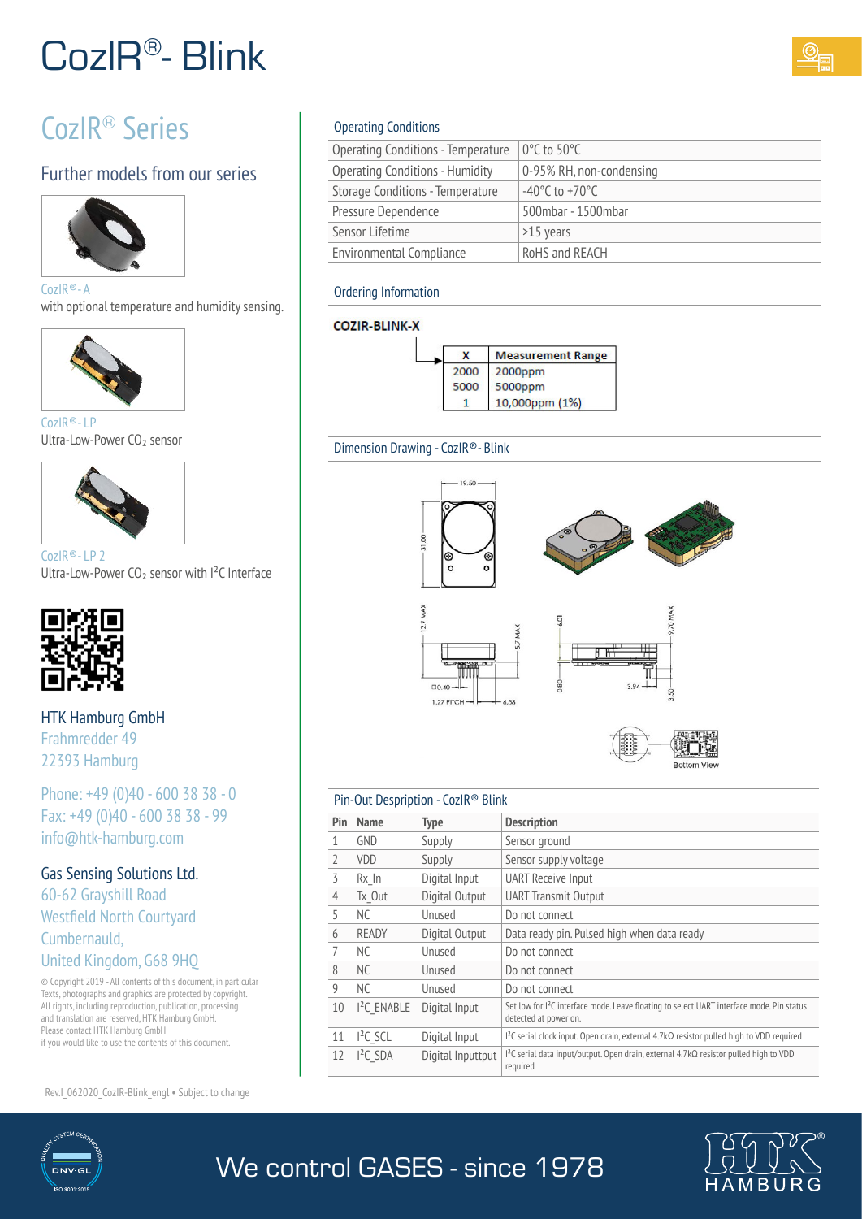# CozIR®- Blink

## CozIR® Series

### Further models from our series

CozIR®- A
with optional temperature and humidity sensing.

CozIR®- LP
Ultra-Low-Power $CO_2$ sensor

CozIR®- LP 2
Ultra-Low-Power $CO_2$ sensor with I²C Interface

**HTK Hamburg GmbH**
Frahmredder 49
22393 Hamburg

Phone: +49 (0)40 - 600 38 38 - 0
Fax: +49 (0)40 - 600 38 38 - 99
info@htk-hamburg.com

**Gas Sensing Solutions Ltd.**
60-62 Grayshill Road
Westfield North Courtyard
Cumbernauld,
United Kingdom, G68 9HQ

© Copyright 2019 - All contents of this document, in particular Texts, photographs and graphics are protected by copyright. All rights, including reproduction, publication, processing and translation are reserved, HTK Hamburg GmbH. Please contact HTK Hamburg GmbH if you would like to use the contents of this document.

Rev.I_062020_CozIR-Blink_engl • Subject to change

### Operating Conditions

| | |
|---|---|
| Operating Conditions - Temperature | 0°C to 50°C |
| Operating Conditions - Humidity | 0-95% RH, non-condensing |
| Storage Conditions - Temperature | -40°C to +70°C |
| Pressure Dependence | 500mbar - 1500mbar |
| Sensor Lifetime | >15 years |
| Environmental Compliance | RoHS and REACH |

### Ordering Information

**COZIR-BLINK-X**

| X | Measurement Range |
|---|---|
| 2000 | 2000ppm |
| 5000 | 5000ppm |
| 1 | 10,000ppm (1%) |

### Dimension Drawing - CozIR®- Blink

19.50
31.00
12.7 MAX
5.7 MAX
□0.40
1.27 PITCH
6.58
6.01
9.70 MAX
0.80
3.94
3.50
Bottom View

### Pin-Out Despription - CozIR® Blink

| Pin | Name | Type | Description |
|---|---|---|---|
| 1 | GND | Supply | Sensor ground |
| 2 | VDD | Supply | Sensor supply voltage |
| 3 | Rx_In | Digital Input | UART Receive Input |
| 4 | Tx_Out | Digital Output | UART Transmit Output |
| 5 | NC | Unused | Do not connect |
| 6 | READY | Digital Output | Data ready pin. Pulsed high when data ready |
| 7 | NC | Unused | Do not connect |
| 8 | NC | Unused | Do not connect |
| 9 | NC | Unused | Do not connect |
| 10 | I²C_ENABLE | Digital Input | Set low for I²C interface mode. Leave floating to select UART interface mode. Pin status detected at power on. |
| 11 | I²C_SCL | Digital Input | I²C serial clock input. Open drain, external 4.7kΩ resistor pulled high to VDD required |
| 12 | I²C_SDA | Digital Inputtput | I²C serial data input/output. Open drain, external 4.7kΩ resistor pulled high to VDD required |

We control GASES - since 1978